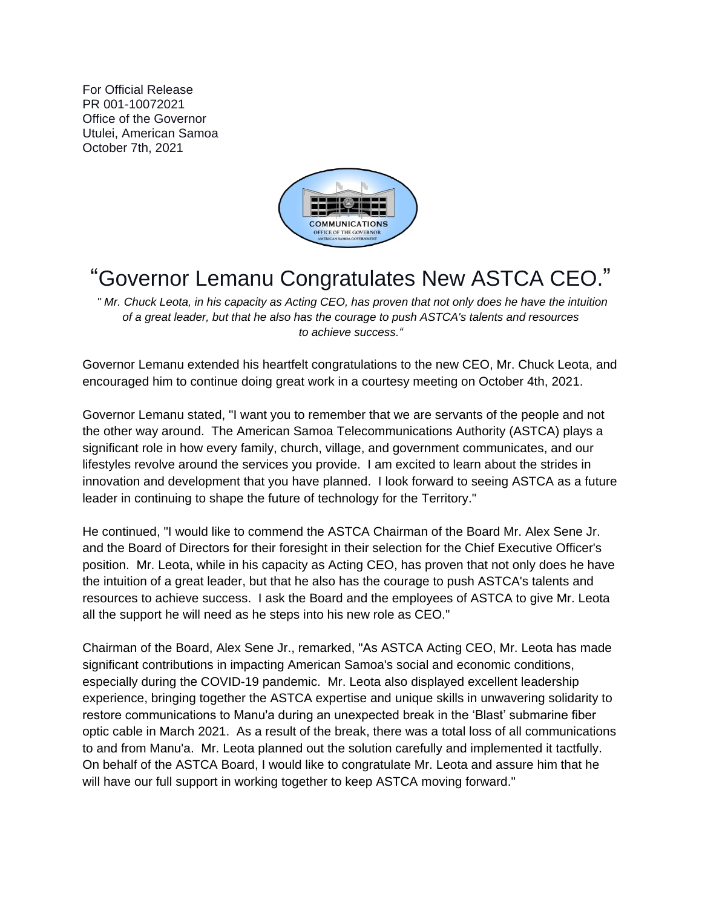For Official Release
PR 001-10072021
Office of the Governor
Utulei, American Samoa
October 7th, 2021

# “Governor Lemanu Congratulates New ASTCA CEO.”

*" Mr. Chuck Leota, in his capacity as Acting CEO, has proven that not only does he have the intuition of a great leader, but that he also has the courage to push ASTCA's talents and resources to achieve success.“*

Governor Lemanu extended his heartfelt congratulations to the new CEO, Mr. Chuck Leota, and encouraged him to continue doing great work in a courtesy meeting on October 4th, 2021.

Governor Lemanu stated, "I want you to remember that we are servants of the people and not the other way around. The American Samoa Telecommunications Authority (ASTCA) plays a significant role in how every family, church, village, and government communicates, and our lifestyles revolve around the services you provide. I am excited to learn about the strides in innovation and development that you have planned. I look forward to seeing ASTCA as a future leader in continuing to shape the future of technology for the Territory."

He continued, "I would like to commend the ASTCA Chairman of the Board Mr. Alex Sene Jr. and the Board of Directors for their foresight in their selection for the Chief Executive Officer's position. Mr. Leota, while in his capacity as Acting CEO, has proven that not only does he have the intuition of a great leader, but that he also has the courage to push ASTCA's talents and resources to achieve success. I ask the Board and the employees of ASTCA to give Mr. Leota all the support he will need as he steps into his new role as CEO."

Chairman of the Board, Alex Sene Jr., remarked, "As ASTCA Acting CEO, Mr. Leota has made significant contributions in impacting American Samoa's social and economic conditions, especially during the COVID-19 pandemic. Mr. Leota also displayed excellent leadership experience, bringing together the ASTCA expertise and unique skills in unwavering solidarity to restore communications to Manu'a during an unexpected break in the ‘Blast’ submarine fiber optic cable in March 2021. As a result of the break, there was a total loss of all communications to and from Manu'a. Mr. Leota planned out the solution carefully and implemented it tactfully. On behalf of the ASTCA Board, I would like to congratulate Mr. Leota and assure him that he will have our full support in working together to keep ASTCA moving forward."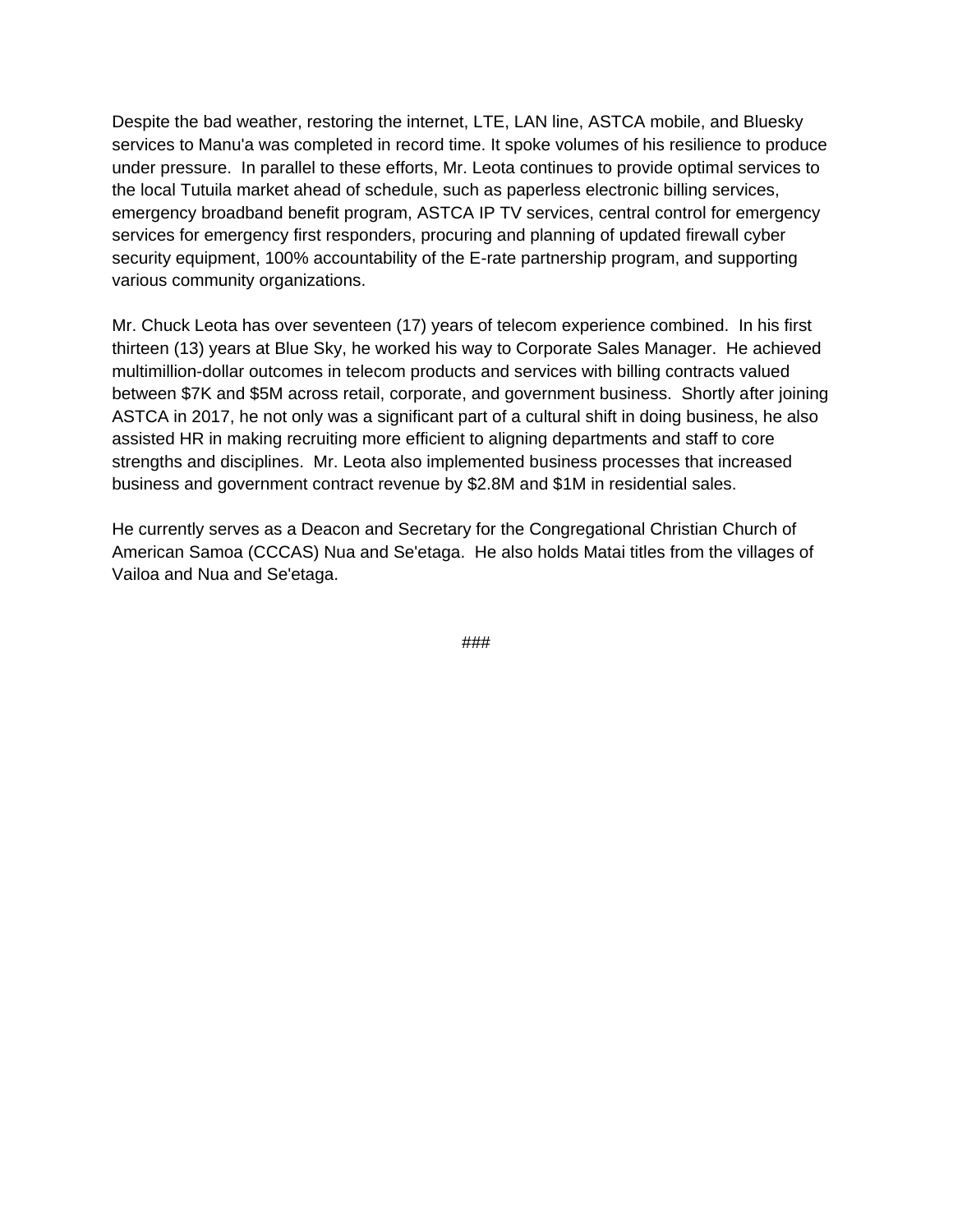Despite the bad weather, restoring the internet, LTE, LAN line, ASTCA mobile, and Bluesky services to Manu'a was completed in record time. It spoke volumes of his resilience to produce under pressure. In parallel to these efforts, Mr. Leota continues to provide optimal services to the local Tutuila market ahead of schedule, such as paperless electronic billing services, emergency broadband benefit program, ASTCA IP TV services, central control for emergency services for emergency first responders, procuring and planning of updated firewall cyber security equipment, 100% accountability of the E-rate partnership program, and supporting various community organizations.

Mr. Chuck Leota has over seventeen (17) years of telecom experience combined. In his first thirteen (13) years at Blue Sky, he worked his way to Corporate Sales Manager. He achieved multimillion-dollar outcomes in telecom products and services with billing contracts valued between $7K and $5M across retail, corporate, and government business. Shortly after joining ASTCA in 2017, he not only was a significant part of a cultural shift in doing business, he also assisted HR in making recruiting more efficient to aligning departments and staff to core strengths and disciplines. Mr. Leota also implemented business processes that increased business and government contract revenue by $2.8M and $1M in residential sales.

He currently serves as a Deacon and Secretary for the Congregational Christian Church of American Samoa (CCCAS) Nua and Se'etaga. He also holds Matai titles from the villages of Vailoa and Nua and Se'etaga.

###